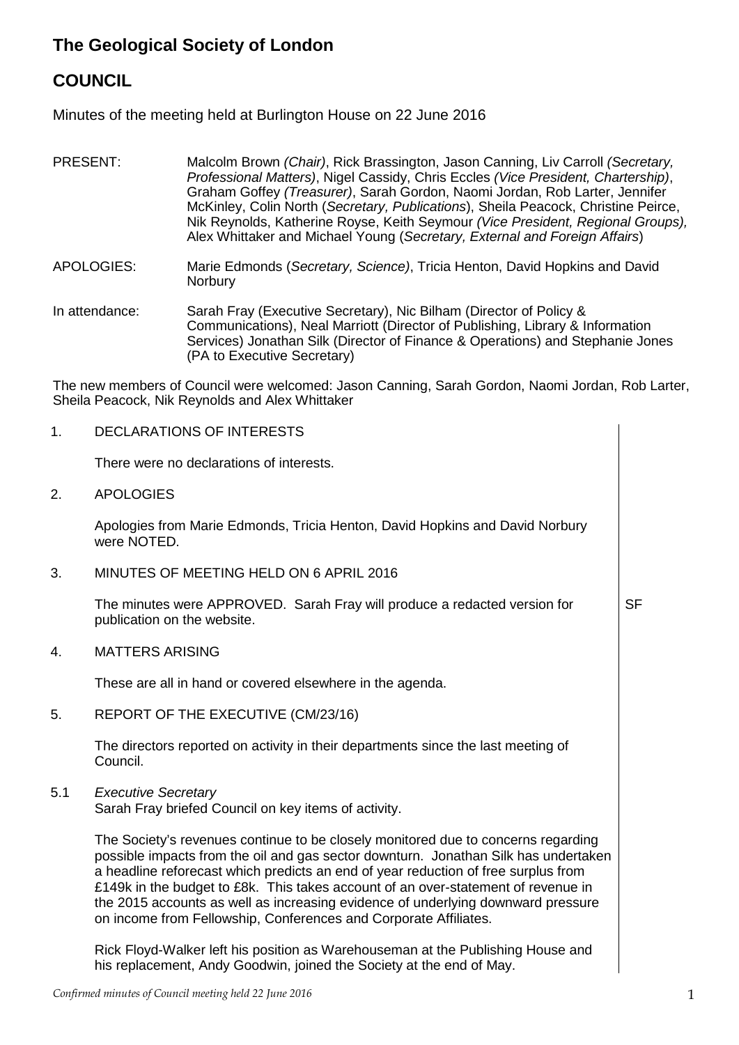# The Geological Society of London

## COUNCIL

Minutes of the meeting held at Burlington House on 22 June 2016

PRESENT: Malcolm Brown *(Chair)*, Rick Brassington, Jason Canning, Liv Carroll *(Secretary, Professional Matters)*, Nigel Cassidy, Chris Eccles *(Vice President, Chartership)*, Graham Goffey *(Treasurer)*, Sarah Gordon, Naomi Jordan, Rob Larter, Jennifer McKinley, Colin North (*Secretary, Publications*), Sheila Peacock, Christine Peirce, Nik Reynolds, Katherine Royse, Keith Seymour *(Vice President, Regional Groups),* Alex Whittaker and Michael Young (*Secretary, External and Foreign Affairs*)

APOLOGIES: Marie Edmonds (*Secretary, Science*), Tricia Henton, David Hopkins and David Norbury

In attendance: Sarah Fray (Executive Secretary), Nic Bilham (Director of Policy & Communications), Neal Marriott (Director of Publishing, Library & Information Services) Jonathan Silk (Director of Finance & Operations) and Stephanie Jones (PA to Executive Secretary)

The new members of Council were welcomed: Jason Canning, Sarah Gordon, Naomi Jordan, Rob Larter, Sheila Peacock, Nik Reynolds and Alex Whittaker

1. DECLARATIONS OF INTERESTS

   There were no declarations of interests.

2. APOLOGIES

   Apologies from Marie Edmonds, Tricia Henton, David Hopkins and David Norbury were NOTED.

3. MINUTES OF MEETING HELD ON 6 APRIL 2016

   The minutes were APPROVED. Sarah Fray will produce a redacted version for publication on the website. **SF**

4. MATTERS ARISING

   These are all in hand or covered elsewhere in the agenda.

5. REPORT OF THE EXECUTIVE (CM/23/16)

   The directors reported on activity in their departments since the last meeting of Council.

5.1 *Executive Secretary*
   Sarah Fray briefed Council on key items of activity.

   The Society's revenues continue to be closely monitored due to concerns regarding possible impacts from the oil and gas sector downturn. Jonathan Silk has undertaken a headline reforecast which predicts an end of year reduction of free surplus from £149k in the budget to £8k. This takes account of an over-statement of revenue in the 2015 accounts as well as increasing evidence of underlying downward pressure on income from Fellowship, Conferences and Corporate Affiliates.

   Rick Floyd-Walker left his position as Warehouseman at the Publishing House and his replacement, Andy Goodwin, joined the Society at the end of May.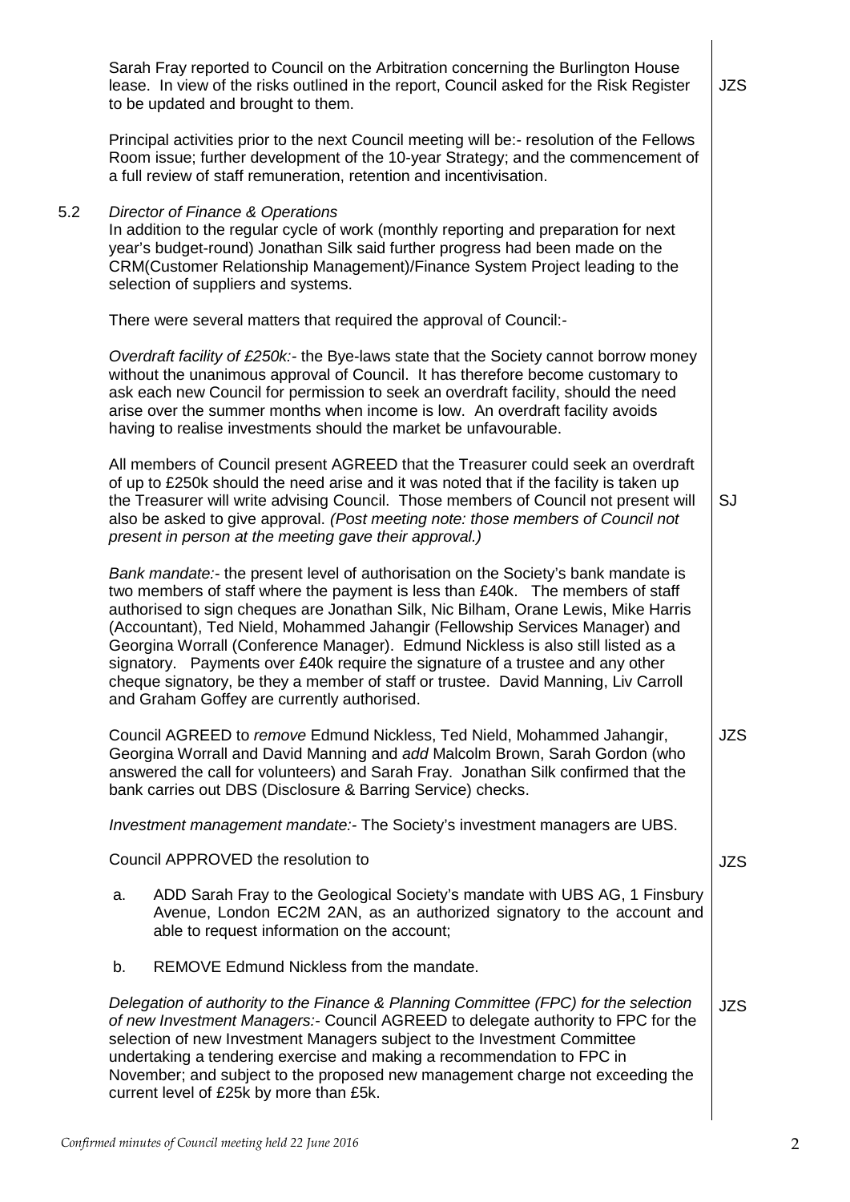Sarah Fray reported to Council on the Arbitration concerning the Burlington House lease. In view of the risks outlined in the report, Council asked for the Risk Register to be updated and brought to them. **JZS**

Principal activities prior to the next Council meeting will be:- resolution of the Fellows Room issue; further development of the 10-year Strategy; and the commencement of a full review of staff remuneration, retention and incentivisation.

5.2 *Director of Finance & Operations*

In addition to the regular cycle of work (monthly reporting and preparation for next year's budget-round) Jonathan Silk said further progress had been made on the CRM(Customer Relationship Management)/Finance System Project leading to the selection of suppliers and systems.

There were several matters that required the approval of Council:-

*Overdraft facility of £250k:*- the Bye-laws state that the Society cannot borrow money without the unanimous approval of Council. It has therefore become customary to ask each new Council for permission to seek an overdraft facility, should the need arise over the summer months when income is low. An overdraft facility avoids having to realise investments should the market be unfavourable.

All members of Council present AGREED that the Treasurer could seek an overdraft of up to £250k should the need arise and it was noted that if the facility is taken up the Treasurer will write advising Council. Those members of Council not present will also be asked to give approval. *(Post meeting note: those members of Council not present in person at the meeting gave their approval.)* **SJ**

*Bank mandate:*- the present level of authorisation on the Society's bank mandate is two members of staff where the payment is less than £40k. The members of staff authorised to sign cheques are Jonathan Silk, Nic Bilham, Orane Lewis, Mike Harris (Accountant), Ted Nield, Mohammed Jahangir (Fellowship Services Manager) and Georgina Worrall (Conference Manager). Edmund Nickless is also still listed as a signatory. Payments over £40k require the signature of a trustee and any other cheque signatory, be they a member of staff or trustee. David Manning, Liv Carroll and Graham Goffey are currently authorised.

Council AGREED to *remove* Edmund Nickless, Ted Nield, Mohammed Jahangir, Georgina Worrall and David Manning and *add* Malcolm Brown, Sarah Gordon (who answered the call for volunteers) and Sarah Fray. Jonathan Silk confirmed that the bank carries out DBS (Disclosure & Barring Service) checks. **JZS**

*Investment management mandate:*- The Society's investment managers are UBS.

Council APPROVED the resolution to **JZS**

a. ADD Sarah Fray to the Geological Society's mandate with UBS AG, 1 Finsbury Avenue, London EC2M 2AN, as an authorized signatory to the account and able to request information on the account;

b. REMOVE Edmund Nickless from the mandate.

*Delegation of authority to the Finance & Planning Committee (FPC) for the selection of new Investment Managers:*- Council AGREED to delegate authority to FPC for the selection of new Investment Managers subject to the Investment Committee undertaking a tendering exercise and making a recommendation to FPC in November; and subject to the proposed new management charge not exceeding the current level of £25k by more than £5k. **JZS**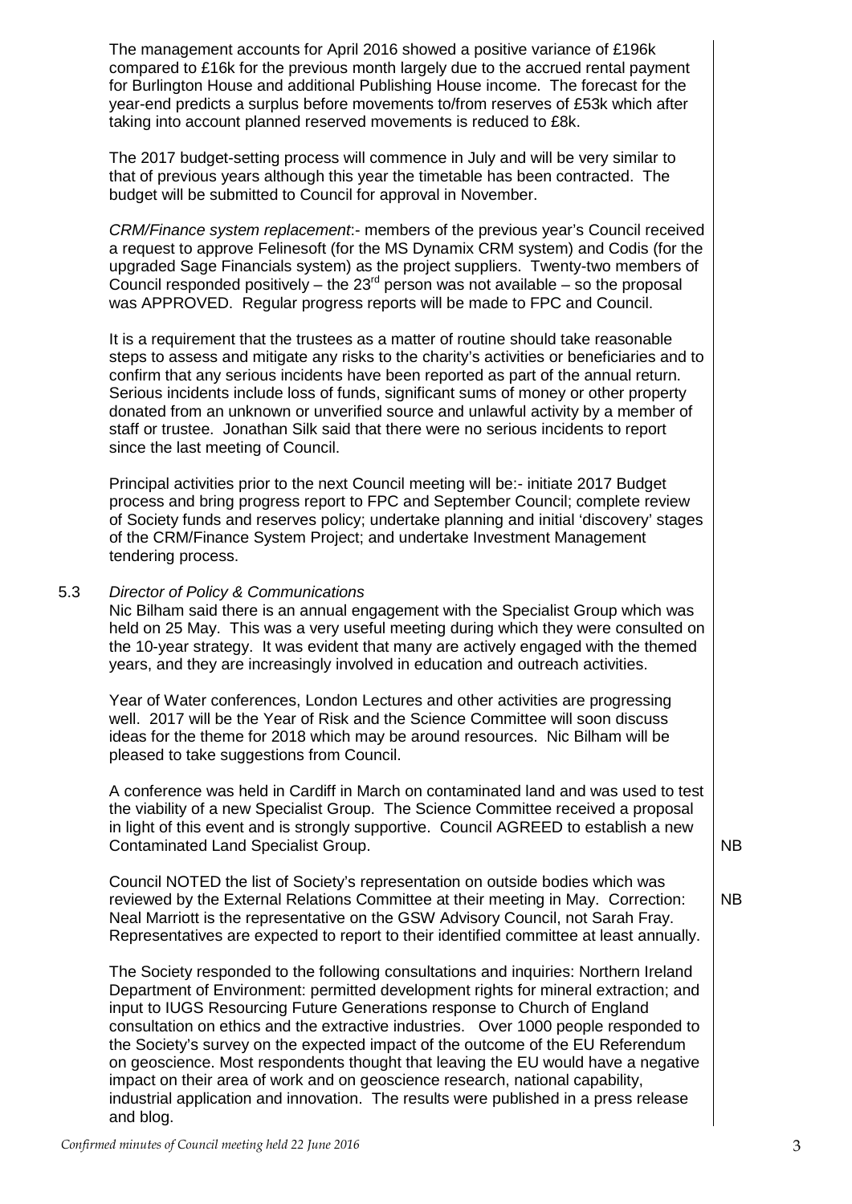The management accounts for April 2016 showed a positive variance of £196k compared to £16k for the previous month largely due to the accrued rental payment for Burlington House and additional Publishing House income. The forecast for the year-end predicts a surplus before movements to/from reserves of £53k which after taking into account planned reserved movements is reduced to £8k.

The 2017 budget-setting process will commence in July and will be very similar to that of previous years although this year the timetable has been contracted. The budget will be submitted to Council for approval in November.

*CRM/Finance system replacement*:- members of the previous year's Council received a request to approve Felinesoft (for the MS Dynamix CRM system) and Codis (for the upgraded Sage Financials system) as the project suppliers. Twenty-two members of Council responded positively – the 23rd person was not available – so the proposal was APPROVED. Regular progress reports will be made to FPC and Council.

It is a requirement that the trustees as a matter of routine should take reasonable steps to assess and mitigate any risks to the charity's activities or beneficiaries and to confirm that any serious incidents have been reported as part of the annual return. Serious incidents include loss of funds, significant sums of money or other property donated from an unknown or unverified source and unlawful activity by a member of staff or trustee. Jonathan Silk said that there were no serious incidents to report since the last meeting of Council.

Principal activities prior to the next Council meeting will be:- initiate 2017 Budget process and bring progress report to FPC and September Council; complete review of Society funds and reserves policy; undertake planning and initial 'discovery' stages of the CRM/Finance System Project; and undertake Investment Management tendering process.

5.3 *Director of Policy & Communications*

Nic Bilham said there is an annual engagement with the Specialist Group which was held on 25 May. This was a very useful meeting during which they were consulted on the 10-year strategy. It was evident that many are actively engaged with the themed years, and they are increasingly involved in education and outreach activities.

Year of Water conferences, London Lectures and other activities are progressing well. 2017 will be the Year of Risk and the Science Committee will soon discuss ideas for the theme for 2018 which may be around resources. Nic Bilham will be pleased to take suggestions from Council.

A conference was held in Cardiff in March on contaminated land and was used to test the viability of a new Specialist Group. The Science Committee received a proposal in light of this event and is strongly supportive. Council AGREED to establish a new Contaminated Land Specialist Group. **NB**

Council NOTED the list of Society's representation on outside bodies which was reviewed by the External Relations Committee at their meeting in May. Correction: Neal Marriott is the representative on the GSW Advisory Council, not Sarah Fray. Representatives are expected to report to their identified committee at least annually. **NB**

The Society responded to the following consultations and inquiries: Northern Ireland Department of Environment: permitted development rights for mineral extraction; and input to IUGS Resourcing Future Generations response to Church of England consultation on ethics and the extractive industries. Over 1000 people responded to the Society's survey on the expected impact of the outcome of the EU Referendum on geoscience. Most respondents thought that leaving the EU would have a negative impact on their area of work and on geoscience research, national capability, industrial application and innovation. The results were published in a press release and blog.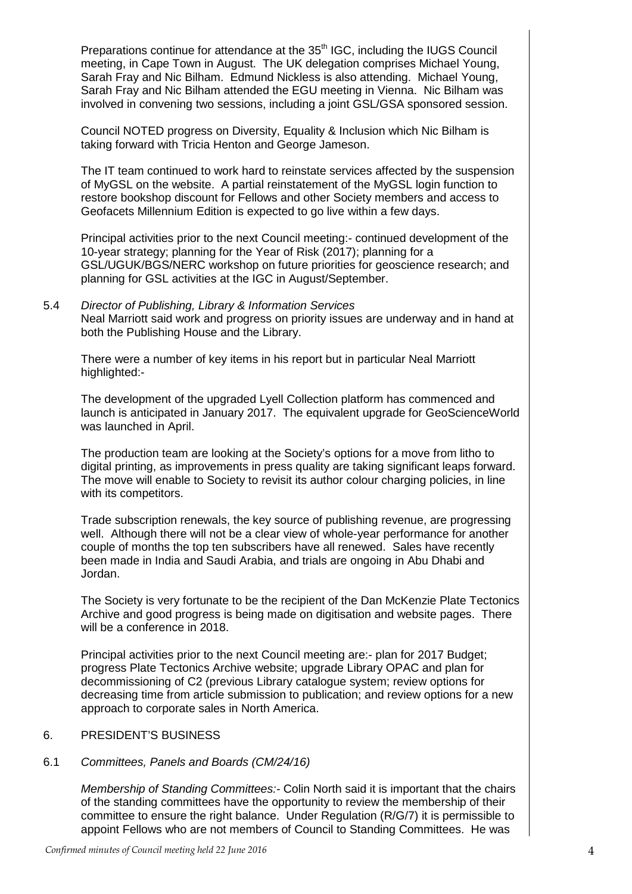Preparations continue for attendance at the 35th IGC, including the IUGS Council meeting, in Cape Town in August. The UK delegation comprises Michael Young, Sarah Fray and Nic Bilham. Edmund Nickless is also attending. Michael Young, Sarah Fray and Nic Bilham attended the EGU meeting in Vienna. Nic Bilham was involved in convening two sessions, including a joint GSL/GSA sponsored session.

Council NOTED progress on Diversity, Equality & Inclusion which Nic Bilham is taking forward with Tricia Henton and George Jameson.

The IT team continued to work hard to reinstate services affected by the suspension of MyGSL on the website. A partial reinstatement of the MyGSL login function to restore bookshop discount for Fellows and other Society members and access to Geofacets Millennium Edition is expected to go live within a few days.

Principal activities prior to the next Council meeting:- continued development of the 10-year strategy; planning for the Year of Risk (2017); planning for a GSL/UGUK/BGS/NERC workshop on future priorities for geoscience research; and planning for GSL activities at the IGC in August/September.

5.4 *Director of Publishing, Library & Information Services*
Neal Marriott said work and progress on priority issues are underway and in hand at both the Publishing House and the Library.

There were a number of key items in his report but in particular Neal Marriott highlighted:-

The development of the upgraded Lyell Collection platform has commenced and launch is anticipated in January 2017. The equivalent upgrade for GeoScienceWorld was launched in April.

The production team are looking at the Society's options for a move from litho to digital printing, as improvements in press quality are taking significant leaps forward. The move will enable to Society to revisit its author colour charging policies, in line with its competitors.

Trade subscription renewals, the key source of publishing revenue, are progressing well. Although there will not be a clear view of whole-year performance for another couple of months the top ten subscribers have all renewed. Sales have recently been made in India and Saudi Arabia, and trials are ongoing in Abu Dhabi and Jordan.

The Society is very fortunate to be the recipient of the Dan McKenzie Plate Tectonics Archive and good progress is being made on digitisation and website pages. There will be a conference in 2018.

Principal activities prior to the next Council meeting are:- plan for 2017 Budget; progress Plate Tectonics Archive website; upgrade Library OPAC and plan for decommissioning of C2 (previous Library catalogue system; review options for decreasing time from article submission to publication; and review options for a new approach to corporate sales in North America.

6. PRESIDENT'S BUSINESS

6.1 *Committees, Panels and Boards (CM/24/16)*

*Membership of Standing Committees:-* Colin North said it is important that the chairs of the standing committees have the opportunity to review the membership of their committee to ensure the right balance. Under Regulation (R/G/7) it is permissible to appoint Fellows who are not members of Council to Standing Committees. He was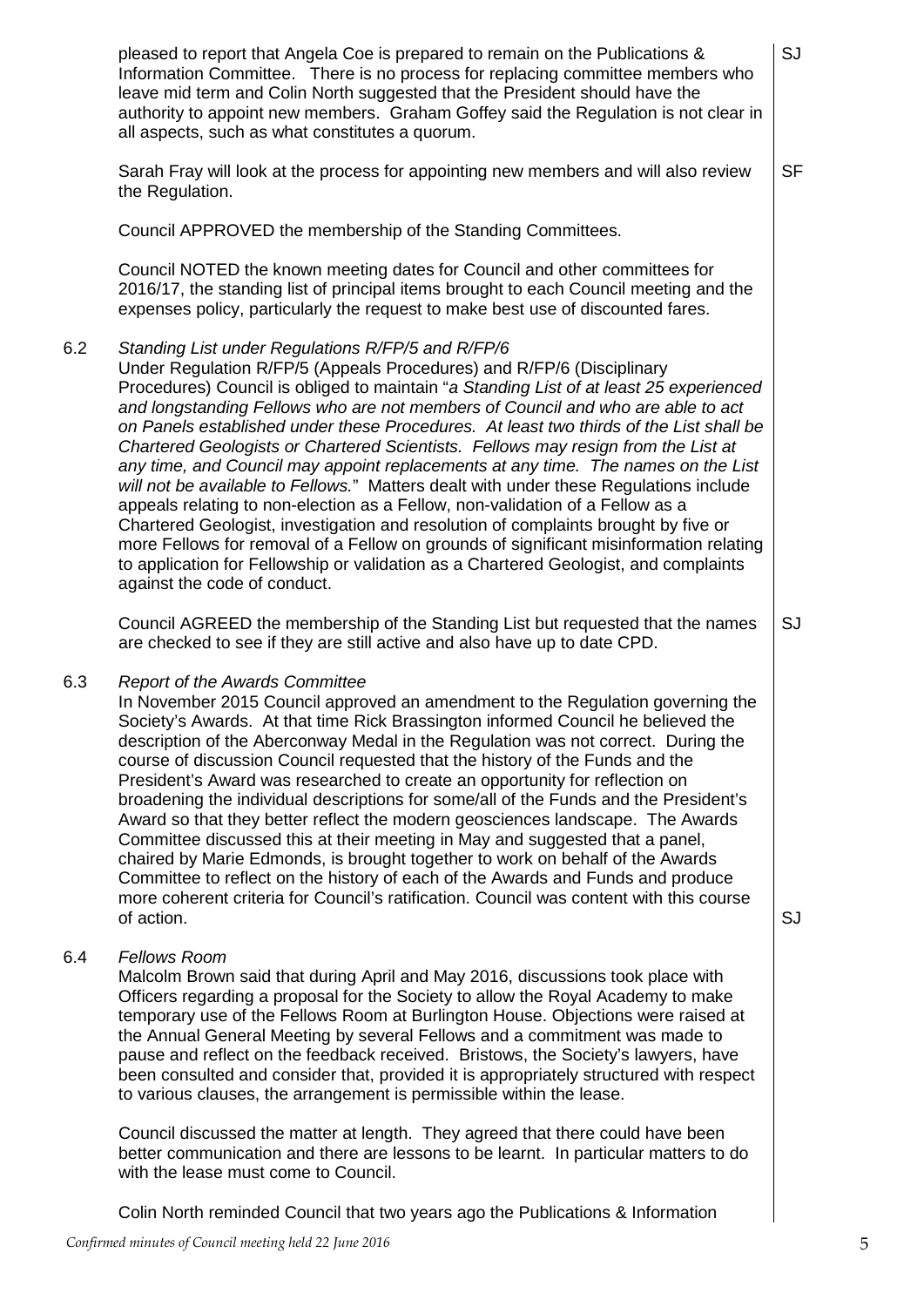pleased to report that Angela Coe is prepared to remain on the Publications & Information Committee. There is no process for replacing committee members who leave mid term and Colin North suggested that the President should have the authority to appoint new members. Graham Goffey said the Regulation is not clear in all aspects, such as what constitutes a quorum. **SJ**

Sarah Fray will look at the process for appointing new members and will also review the Regulation. **SF**

Council APPROVED the membership of the Standing Committees.

Council NOTED the known meeting dates for Council and other committees for 2016/17, the standing list of principal items brought to each Council meeting and the expenses policy, particularly the request to make best use of discounted fares.

6.2 *Standing List under Regulations R/FP/5 and R/FP/6*

Under Regulation R/FP/5 (Appeals Procedures) and R/FP/6 (Disciplinary Procedures) Council is obliged to maintain "*a Standing List of at least 25 experienced and longstanding Fellows who are not members of Council and who are able to act on Panels established under these Procedures. At least two thirds of the List shall be Chartered Geologists or Chartered Scientists. Fellows may resign from the List at any time, and Council may appoint replacements at any time. The names on the List will not be available to Fellows.*" Matters dealt with under these Regulations include appeals relating to non-election as a Fellow, non-validation of a Fellow as a Chartered Geologist, investigation and resolution of complaints brought by five or more Fellows for removal of a Fellow on grounds of significant misinformation relating to application for Fellowship or validation as a Chartered Geologist, and complaints against the code of conduct.

Council AGREED the membership of the Standing List but requested that the names are checked to see if they are still active and also have up to date CPD. **SJ**

6.3 *Report of the Awards Committee*

In November 2015 Council approved an amendment to the Regulation governing the Society's Awards. At that time Rick Brassington informed Council he believed the description of the Aberconway Medal in the Regulation was not correct. During the course of discussion Council requested that the history of the Funds and the President's Award was researched to create an opportunity for reflection on broadening the individual descriptions for some/all of the Funds and the President's Award so that they better reflect the modern geosciences landscape. The Awards Committee discussed this at their meeting in May and suggested that a panel, chaired by Marie Edmonds, is brought together to work on behalf of the Awards Committee to reflect on the history of each of the Awards and Funds and produce more coherent criteria for Council's ratification. Council was content with this course of action. **SJ**

6.4 *Fellows Room*

Malcolm Brown said that during April and May 2016, discussions took place with Officers regarding a proposal for the Society to allow the Royal Academy to make temporary use of the Fellows Room at Burlington House. Objections were raised at the Annual General Meeting by several Fellows and a commitment was made to pause and reflect on the feedback received. Bristows, the Society's lawyers, have been consulted and consider that, provided it is appropriately structured with respect to various clauses, the arrangement is permissible within the lease.

Council discussed the matter at length. They agreed that there could have been better communication and there are lessons to be learnt. In particular matters to do with the lease must come to Council.

Colin North reminded Council that two years ago the Publications & Information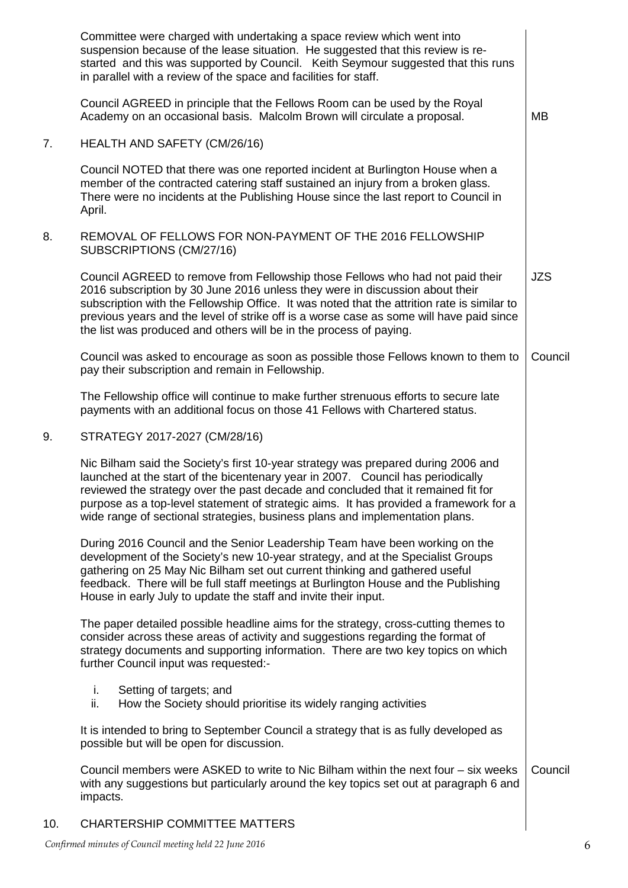Committee were charged with undertaking a space review which went into suspension because of the lease situation. He suggested that this review is re-started and this was supported by Council. Keith Seymour suggested that this runs in parallel with a review of the space and facilities for staff.

Council AGREED in principle that the Fellows Room can be used by the Royal Academy on an occasional basis. Malcolm Brown will circulate a proposal. **MB**

## 7. HEALTH AND SAFETY (CM/26/16)

Council NOTED that there was one reported incident at Burlington House when a member of the contracted catering staff sustained an injury from a broken glass. There were no incidents at the Publishing House since the last report to Council in April.

## 8. REMOVAL OF FELLOWS FOR NON-PAYMENT OF THE 2016 FELLOWSHIP SUBSCRIPTIONS (CM/27/16)

Council AGREED to remove from Fellowship those Fellows who had not paid their 2016 subscription by 30 June 2016 unless they were in discussion about their subscription with the Fellowship Office. It was noted that the attrition rate is similar to previous years and the level of strike off is a worse case as some will have paid since the list was produced and others will be in the process of paying. **JZS**

Council was asked to encourage as soon as possible those Fellows known to them to pay their subscription and remain in Fellowship. **Council**

The Fellowship office will continue to make further strenuous efforts to secure late payments with an additional focus on those 41 Fellows with Chartered status.

## 9. STRATEGY 2017-2027 (CM/28/16)

Nic Bilham said the Society's first 10-year strategy was prepared during 2006 and launched at the start of the bicentenary year in 2007. Council has periodically reviewed the strategy over the past decade and concluded that it remained fit for purpose as a top-level statement of strategic aims. It has provided a framework for a wide range of sectional strategies, business plans and implementation plans.

During 2016 Council and the Senior Leadership Team have been working on the development of the Society's new 10-year strategy, and at the Specialist Groups gathering on 25 May Nic Bilham set out current thinking and gathered useful feedback. There will be full staff meetings at Burlington House and the Publishing House in early July to update the staff and invite their input.

The paper detailed possible headline aims for the strategy, cross-cutting themes to consider across these areas of activity and suggestions regarding the format of strategy documents and supporting information. There are two key topics on which further Council input was requested:-

i. Setting of targets; and
ii. How the Society should prioritise its widely ranging activities

It is intended to bring to September Council a strategy that is as fully developed as possible but will be open for discussion.

Council members were ASKED to write to Nic Bilham within the next four – six weeks with any suggestions but particularly around the key topics set out at paragraph 6 and impacts. **Council**

## 10. CHARTERSHIP COMMITTEE MATTERS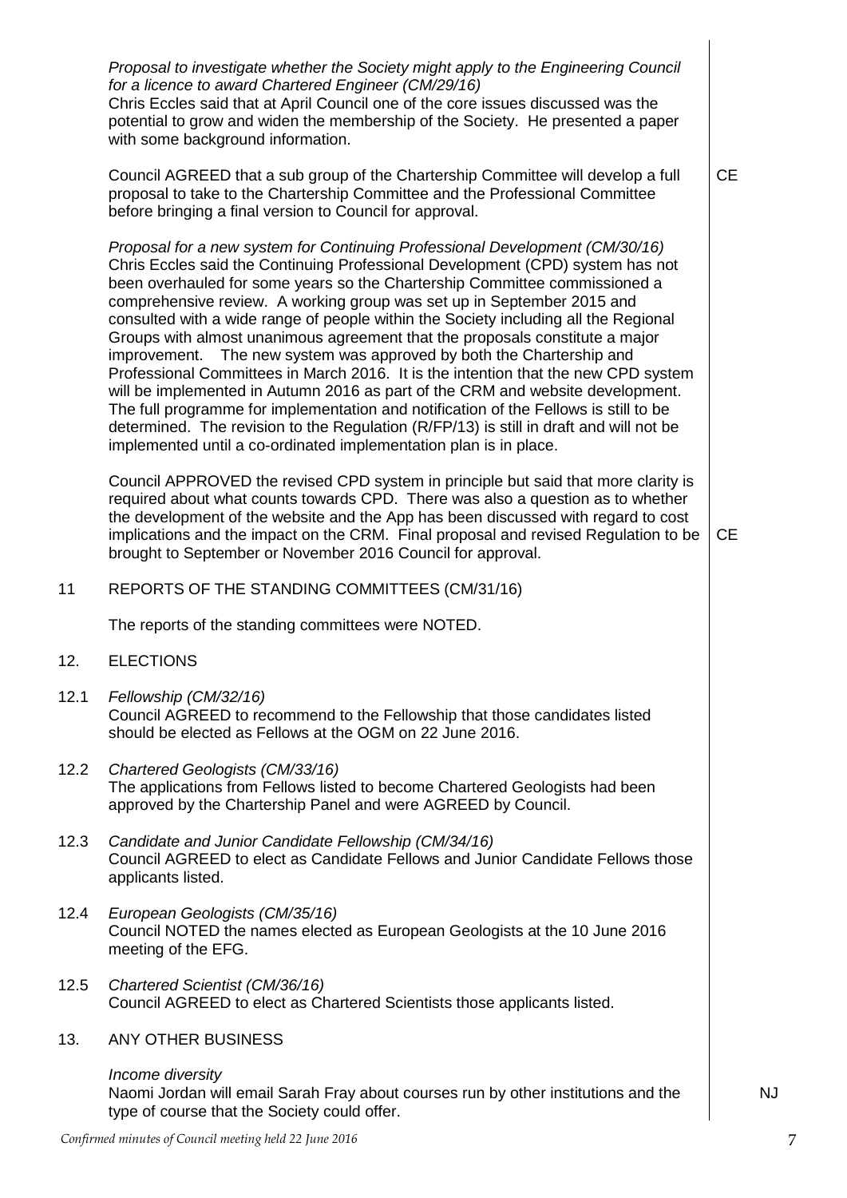*Proposal to investigate whether the Society might apply to the Engineering Council for a licence to award Chartered Engineer (CM/29/16)*
Chris Eccles said that at April Council one of the core issues discussed was the potential to grow and widen the membership of the Society. He presented a paper with some background information.

Council AGREED that a sub group of the Chartership Committee will develop a full proposal to take to the Chartership Committee and the Professional Committee before bringing a final version to Council for approval. **CE**

*Proposal for a new system for Continuing Professional Development (CM/30/16)*
Chris Eccles said the Continuing Professional Development (CPD) system has not been overhauled for some years so the Chartership Committee commissioned a comprehensive review. A working group was set up in September 2015 and consulted with a wide range of people within the Society including all the Regional Groups with almost unanimous agreement that the proposals constitute a major improvement. The new system was approved by both the Chartership and Professional Committees in March 2016. It is the intention that the new CPD system will be implemented in Autumn 2016 as part of the CRM and website development. The full programme for implementation and notification of the Fellows is still to be determined. The revision to the Regulation (R/FP/13) is still in draft and will not be implemented until a co-ordinated implementation plan is in place.

Council APPROVED the revised CPD system in principle but said that more clarity is required about what counts towards CPD. There was also a question as to whether the development of the website and the App has been discussed with regard to cost implications and the impact on the CRM. Final proposal and revised Regulation to be brought to September or November 2016 Council for approval. **CE**

## 11 REPORTS OF THE STANDING COMMITTEES (CM/31/16)

The reports of the standing committees were NOTED.

## 12. ELECTIONS

12.1 *Fellowship (CM/32/16)*
Council AGREED to recommend to the Fellowship that those candidates listed should be elected as Fellows at the OGM on 22 June 2016.

12.2 *Chartered Geologists (CM/33/16)*
The applications from Fellows listed to become Chartered Geologists had been approved by the Chartership Panel and were AGREED by Council.

12.3 *Candidate and Junior Candidate Fellowship (CM/34/16)*
Council AGREED to elect as Candidate Fellows and Junior Candidate Fellows those applicants listed.

12.4 *European Geologists (CM/35/16)*
Council NOTED the names elected as European Geologists at the 10 June 2016 meeting of the EFG.

12.5 *Chartered Scientist (CM/36/16)*
Council AGREED to elect as Chartered Scientists those applicants listed.

## 13. ANY OTHER BUSINESS

*Income diversity*
Naomi Jordan will email Sarah Fray about courses run by other institutions and the type of course that the Society could offer. **NJ**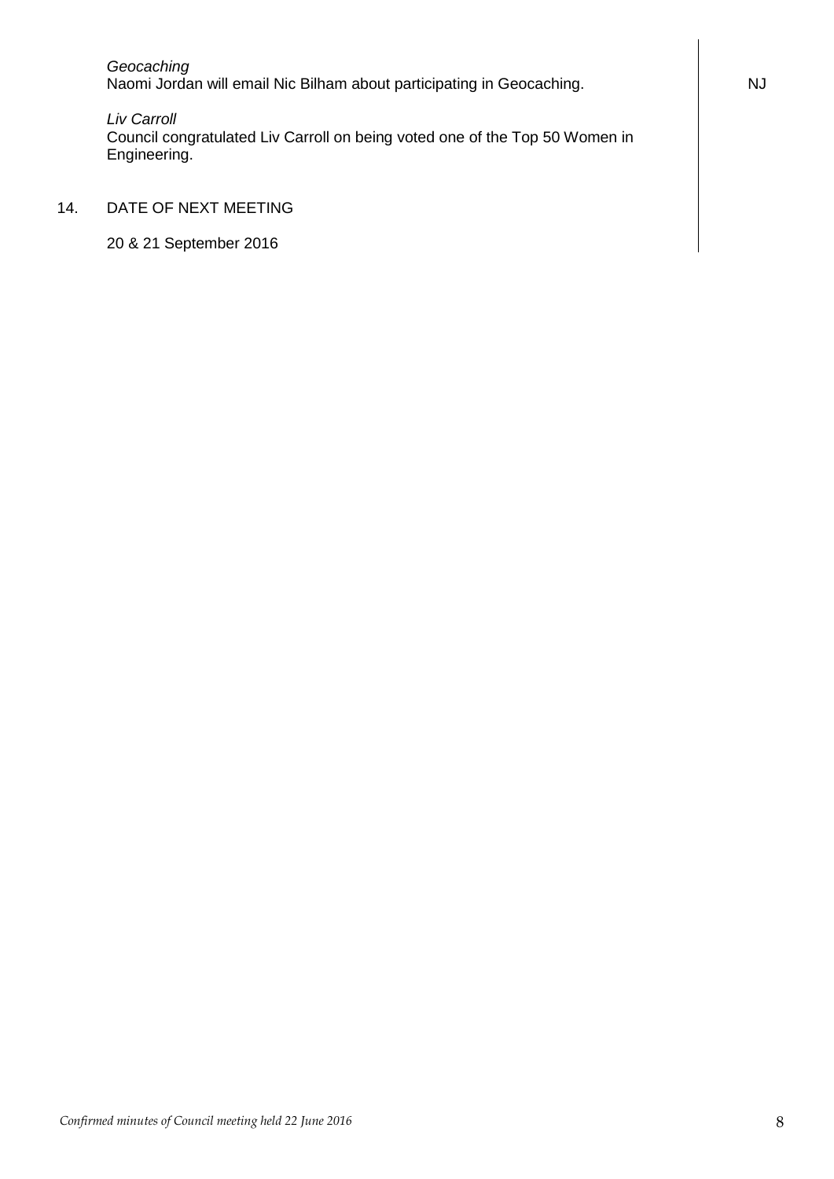*Geocaching*
Naomi Jordan will email Nic Bilham about participating in Geocaching. NJ

*Liv Carroll*
Council congratulated Liv Carroll on being voted one of the Top 50 Women in Engineering.

## 14. DATE OF NEXT MEETING

20 & 21 September 2016